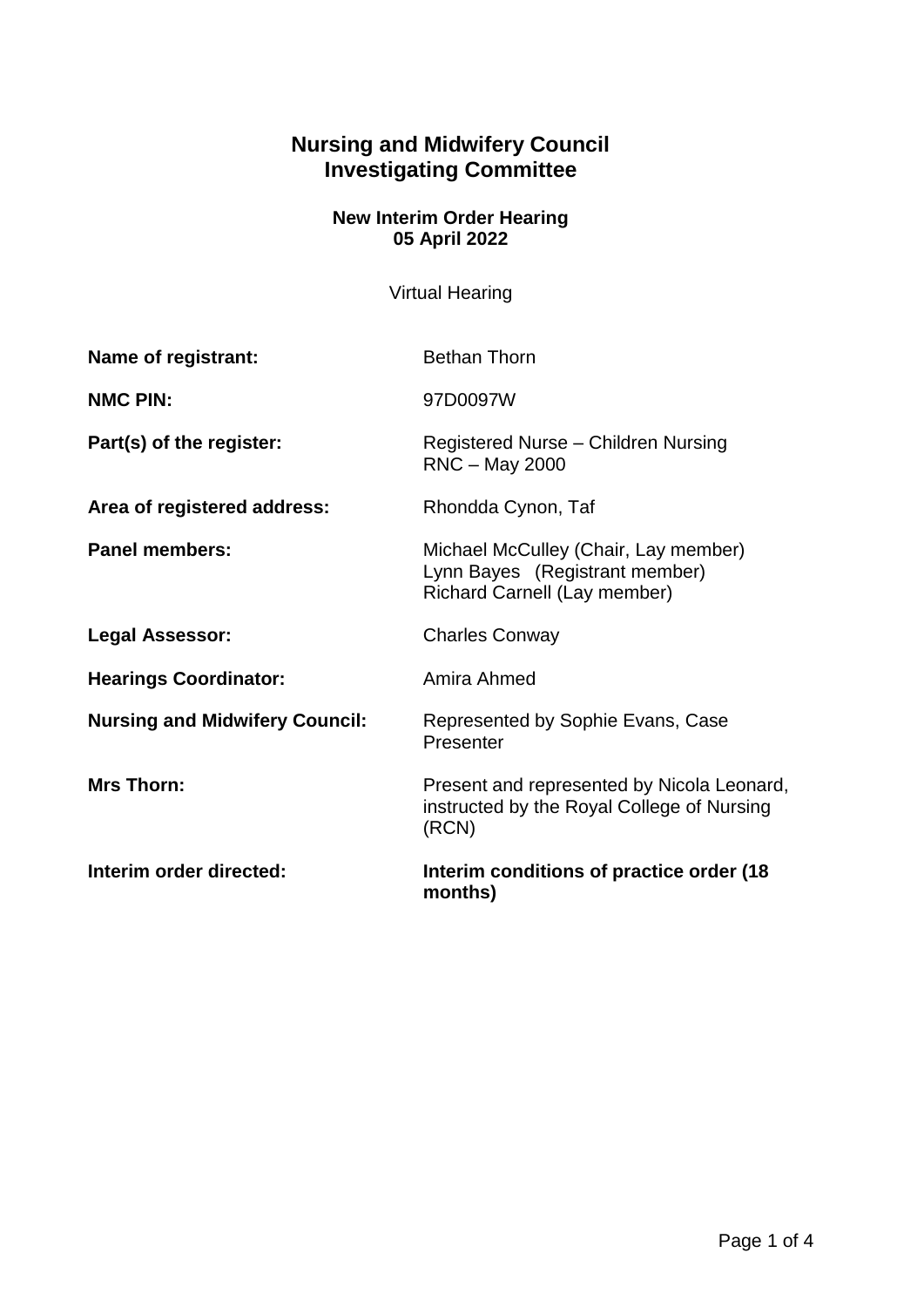# Nursing and Midwifery Council
# Investigating Committee

### New Interim Order Hearing
### 05 April 2022

Virtual Hearing

| | |
|---|---|
| **Name of registrant:** | Bethan Thorn |
| **NMC PIN:** | 97D0097W |
| **Part(s) of the register:** | Registered Nurse – Children Nursing<br>RNC – May 2000 |
| **Area of registered address:** | Rhondda Cynon, Taf |
| **Panel members:** | Michael McCulley (Chair, Lay member)<br>Lynn Bayes (Registrant member)<br>Richard Carnell (Lay member) |
| **Legal Assessor:** | Charles Conway |
| **Hearings Coordinator:** | Amira Ahmed |
| **Nursing and Midwifery Council:** | Represented by Sophie Evans, Case Presenter |
| **Mrs Thorn:** | Present and represented by Nicola Leonard, instructed by the Royal College of Nursing (RCN) |
| **Interim order directed:** | **Interim conditions of practice order (18 months)** |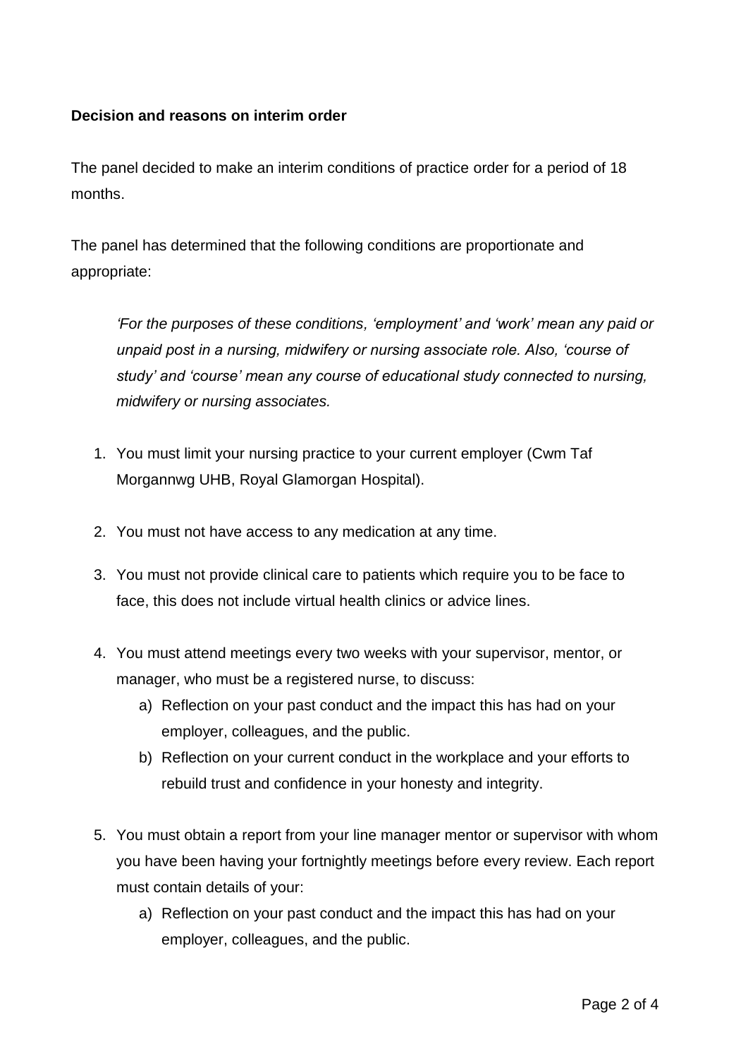**Decision and reasons on interim order**

The panel decided to make an interim conditions of practice order for a period of 18 months.

The panel has determined that the following conditions are proportionate and appropriate:

> *'For the purposes of these conditions, 'employment' and 'work' mean any paid or unpaid post in a nursing, midwifery or nursing associate role. Also, 'course of study' and 'course' mean any course of educational study connected to nursing, midwifery or nursing associates.*

1. You must limit your nursing practice to your current employer (Cwm Taf Morgannwg UHB, Royal Glamorgan Hospital).
2. You must not have access to any medication at any time.
3. You must not provide clinical care to patients which require you to be face to face, this does not include virtual health clinics or advice lines.
4. You must attend meetings every two weeks with your supervisor, mentor, or manager, who must be a registered nurse, to discuss:
   a) Reflection on your past conduct and the impact this has had on your employer, colleagues, and the public.
   b) Reflection on your current conduct in the workplace and your efforts to rebuild trust and confidence in your honesty and integrity.
5. You must obtain a report from your line manager mentor or supervisor with whom you have been having your fortnightly meetings before every review. Each report must contain details of your:
   a) Reflection on your past conduct and the impact this has had on your employer, colleagues, and the public.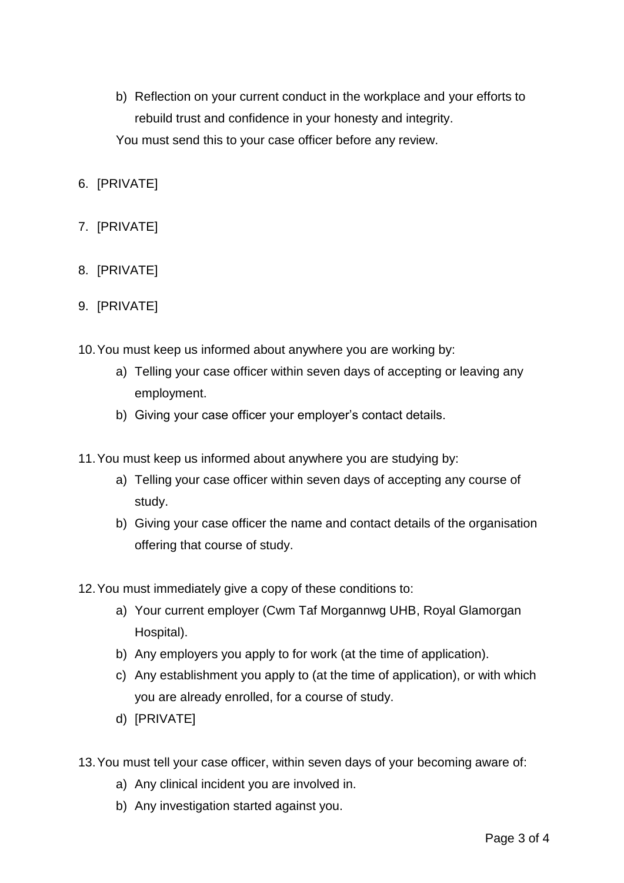b) Reflection on your current conduct in the workplace and your efforts to rebuild trust and confidence in your honesty and integrity.

   You must send this to your case officer before any review.

6. [PRIVATE]

7. [PRIVATE]

8. [PRIVATE]

9. [PRIVATE]

10. You must keep us informed about anywhere you are working by:
    a) Telling your case officer within seven days of accepting or leaving any employment.
    b) Giving your case officer your employer's contact details.

11. You must keep us informed about anywhere you are studying by:
    a) Telling your case officer within seven days of accepting any course of study.
    b) Giving your case officer the name and contact details of the organisation offering that course of study.

12. You must immediately give a copy of these conditions to:
    a) Your current employer (Cwm Taf Morgannwg UHB, Royal Glamorgan Hospital).
    b) Any employers you apply to for work (at the time of application).
    c) Any establishment you apply to (at the time of application), or with which you are already enrolled, for a course of study.
    d) [PRIVATE]

13. You must tell your case officer, within seven days of your becoming aware of:
    a) Any clinical incident you are involved in.
    b) Any investigation started against you.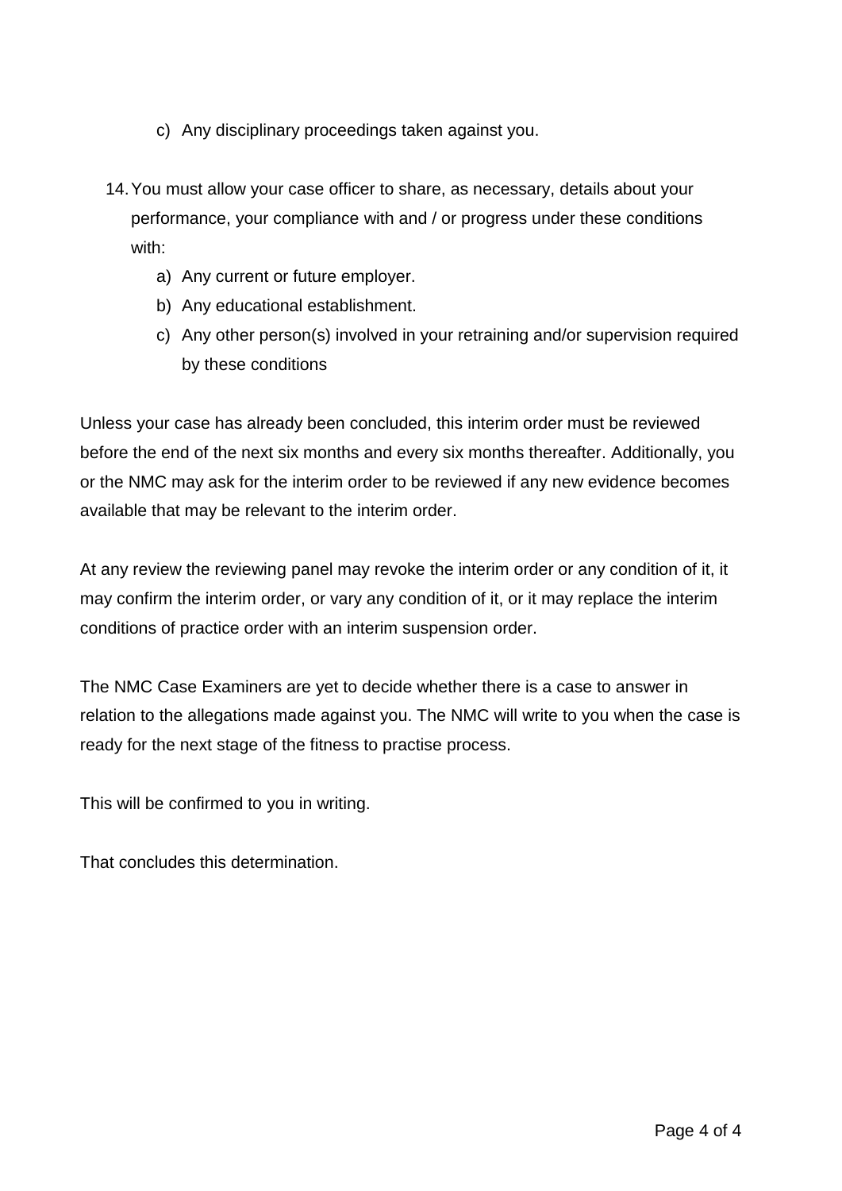c) Any disciplinary proceedings taken against you.

14. You must allow your case officer to share, as necessary, details about your performance, your compliance with and / or progress under these conditions with:
    a) Any current or future employer.
    b) Any educational establishment.
    c) Any other person(s) involved in your retraining and/or supervision required by these conditions

Unless your case has already been concluded, this interim order must be reviewed before the end of the next six months and every six months thereafter. Additionally, you or the NMC may ask for the interim order to be reviewed if any new evidence becomes available that may be relevant to the interim order.

At any review the reviewing panel may revoke the interim order or any condition of it, it may confirm the interim order, or vary any condition of it, or it may replace the interim conditions of practice order with an interim suspension order.

The NMC Case Examiners are yet to decide whether there is a case to answer in relation to the allegations made against you. The NMC will write to you when the case is ready for the next stage of the fitness to practise process.

This will be confirmed to you in writing.

That concludes this determination.